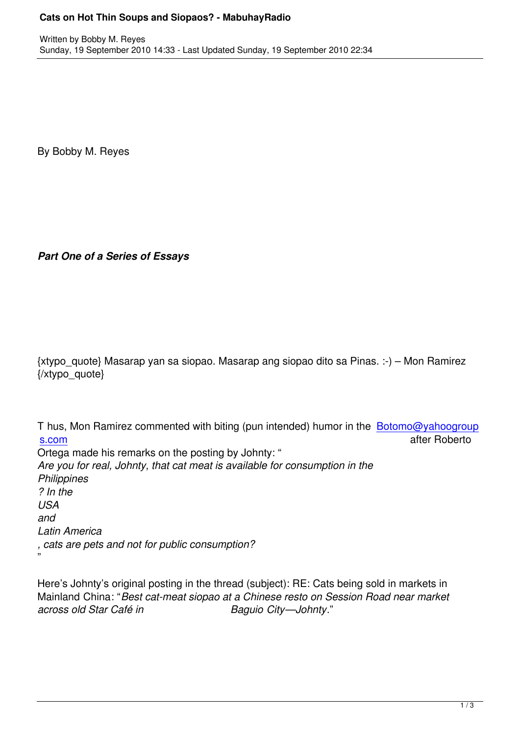By Bobby M. Reyes

***Part One of a Series of Essays***

{xtypo_quote} Masarap yan sa siopao. Masarap ang siopao dito sa Pinas. :-) – Mon Ramirez {/xtypo_quote}

Thus, Mon Ramirez commented with biting (pun intended) humor in the Botomo@yahoogroups.com after Roberto Ortega made his remarks on the posting by Johnty: "*Are you for real, Johnty, that cat meat is available for consumption in the Philippines? In the USA and Latin America, cats are pets and not for public consumption?*"

Here's Johnty's original posting in the thread (subject): RE: Cats being sold in markets in Mainland China: "*Best cat-meat siopao at a Chinese resto on Session Road near market across old Star Café in Baguio City—Johnty*."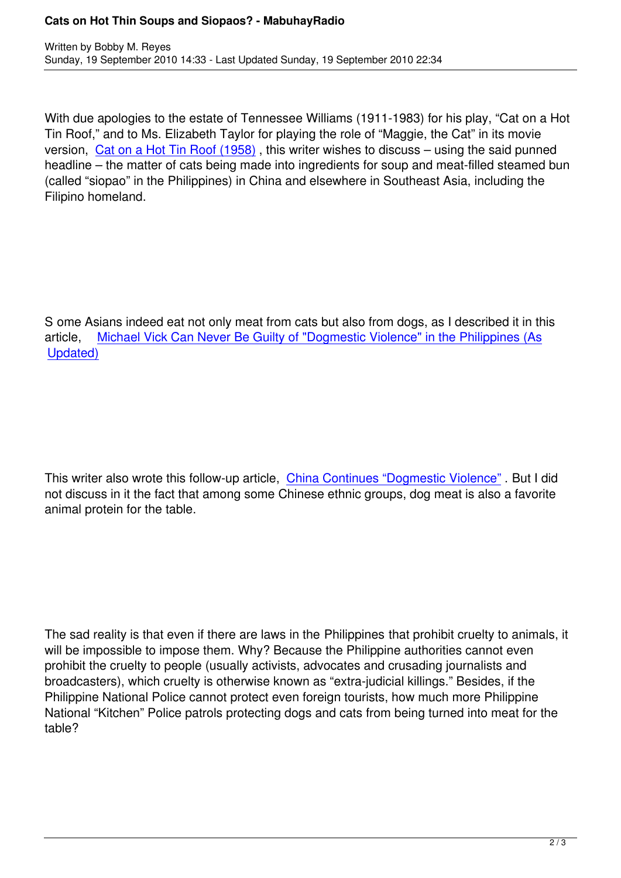With due apologies to the estate of Tennessee Williams (1911-1983) for his play, “Cat on a Hot Tin Roof,” and to Ms. Elizabeth Taylor for playing the role of “Maggie, the Cat” in its movie version, Cat on a Hot Tin Roof (1958) , this writer wishes to discuss – using the said punned headline – the matter of cats being made into ingredients for soup and meat-filled steamed bun (called “siopao” in the Philippines) in China and elsewhere in Southeast Asia, including the Filipino homeland.

S ome Asians indeed eat not only meat from cats but also from dogs, as I described it in this article, Michael Vick Can Never Be Guilty of "Dogmestic Violence" in the Philippines (As Updated)

This writer also wrote this follow-up article, China Continues “Dogmestic Violence” . But I did not discuss in it the fact that among some Chinese ethnic groups, dog meat is also a favorite animal protein for the table.

The sad reality is that even if there are laws in the Philippines that prohibit cruelty to animals, it will be impossible to impose them. Why? Because the Philippine authorities cannot even prohibit the cruelty to people (usually activists, advocates and crusading journalists and broadcasters), which cruelty is otherwise known as “extra-judicial killings.” Besides, if the Philippine National Police cannot protect even foreign tourists, how much more Philippine National “Kitchen” Police patrols protecting dogs and cats from being turned into meat for the table?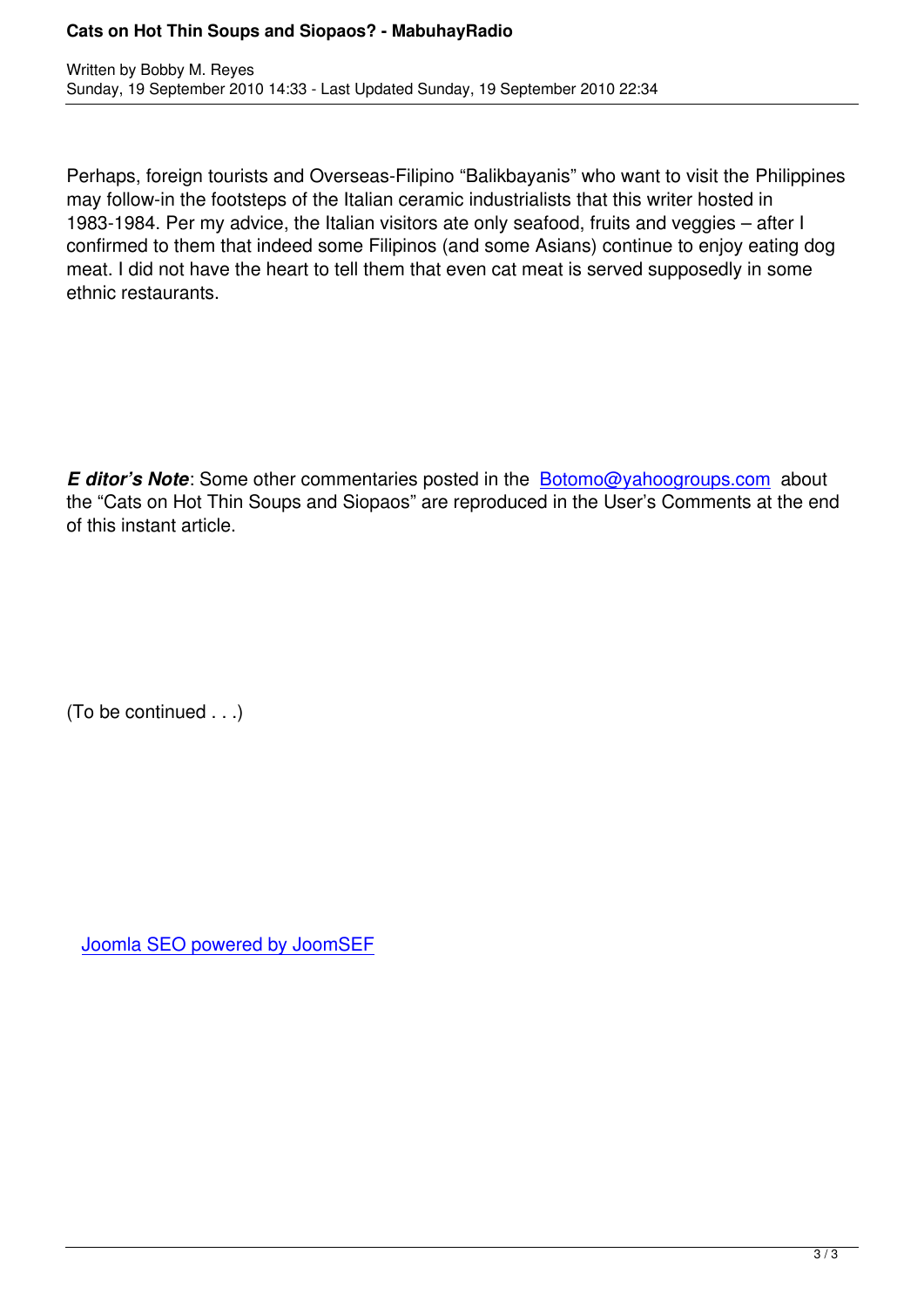Perhaps, foreign tourists and Overseas-Filipino “Balikbayanis” who want to visit the Philippines may follow-in the footsteps of the Italian ceramic industrialists that this writer hosted in 1983-1984. Per my advice, the Italian visitors ate only seafood, fruits and veggies – after I confirmed to them that indeed some Filipinos (and some Asians) continue to enjoy eating dog meat. I did not have the heart to tell them that even cat meat is served supposedly in some ethnic restaurants.

***E ditor’s Note***: Some other commentaries posted in the [Botomo@yahoogroups.com](mailto:Botomo@yahoogroups.com) about the “Cats on Hot Thin Soups and Siopaos” are reproduced in the User’s Comments at the end of this instant article.

(To be continued . . .)

Joomla SEO powered by JoomSEF